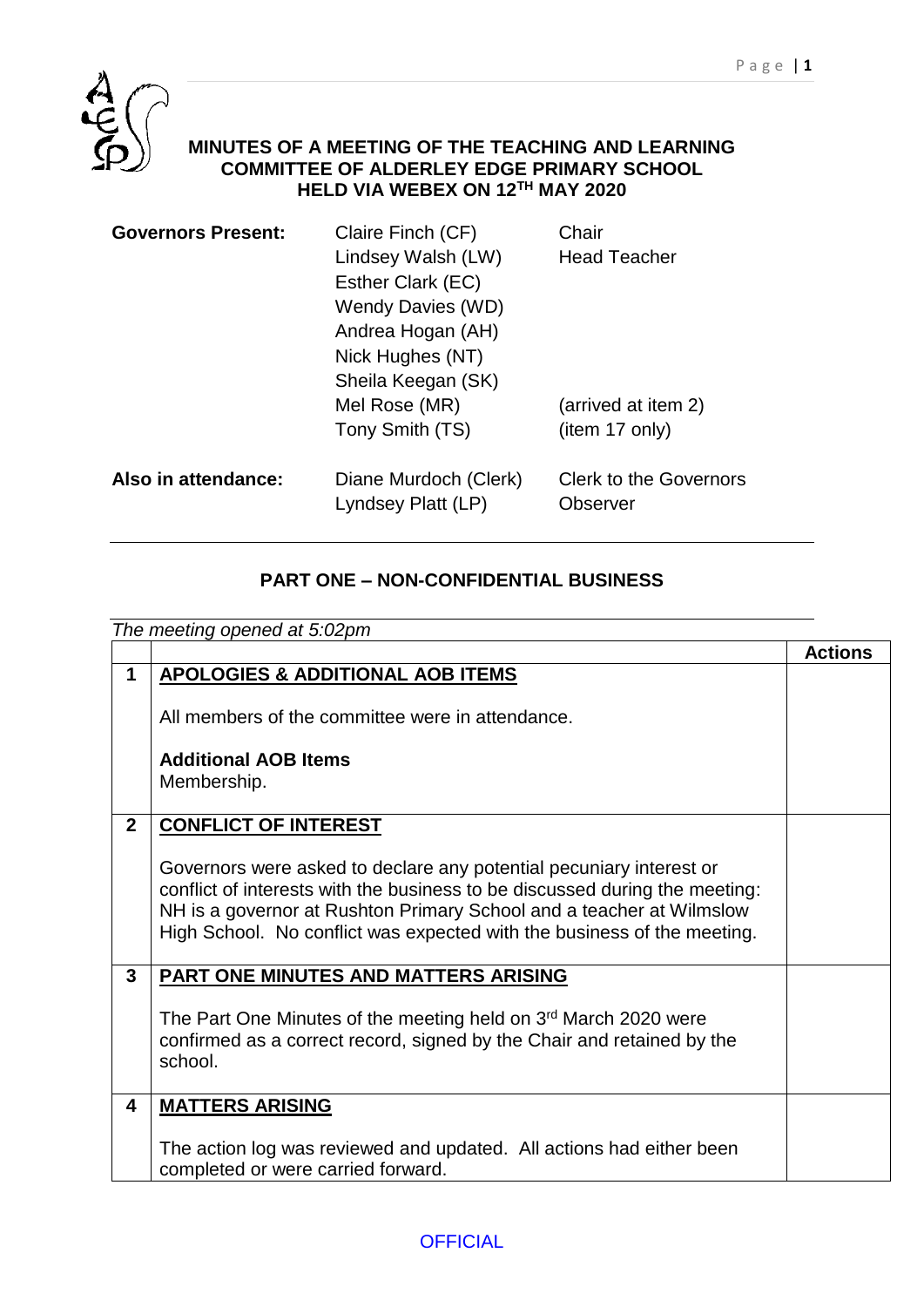# MINUTES OF A MEETING OF THE TEACHING AND LEARNING COMMITTEE OF ALDERLEY EDGE PRIMARY SCHOOL HELD VIA WEBEX ON 12TH MAY 2020

| | | |
|---|---|---|
| **Governors Present:** | Claire Finch (CF) | Chair |
| | Lindsey Walsh (LW) | Head Teacher |
| | Esther Clark (EC) | |
| | Wendy Davies (WD) | |
| | Andrea Hogan (AH) | |
| | Nick Hughes (NT) | |
| | Sheila Keegan (SK) | |
| | Mel Rose (MR) | (arrived at item 2) |
| | Tony Smith (TS) | (item 17 only) |
| **Also in attendance:** | Diane Murdoch (Clerk) | Clerk to the Governors |
| | Lyndsey Platt (LP) | Observer |

## PART ONE – NON-CONFIDENTIAL BUSINESS

*The meeting opened at 5:02pm*

| | | Actions |
|---|---|---|
| **1** | **APOLOGIES & ADDITIONAL AOB ITEMS**<br><br>All members of the committee were in attendance.<br><br>**Additional AOB Items**<br>Membership. | |
| **2** | **CONFLICT OF INTEREST**<br><br>Governors were asked to declare any potential pecuniary interest or conflict of interests with the business to be discussed during the meeting: NH is a governor at Rushton Primary School and a teacher at Wilmslow High School. No conflict was expected with the business of the meeting. | |
| **3** | **PART ONE MINUTES AND MATTERS ARISING**<br><br>The Part One Minutes of the meeting held on 3rd March 2020 were confirmed as a correct record, signed by the Chair and retained by the school. | |
| **4** | **MATTERS ARISING**<br><br>The action log was reviewed and updated. All actions had either been completed or were carried forward. | |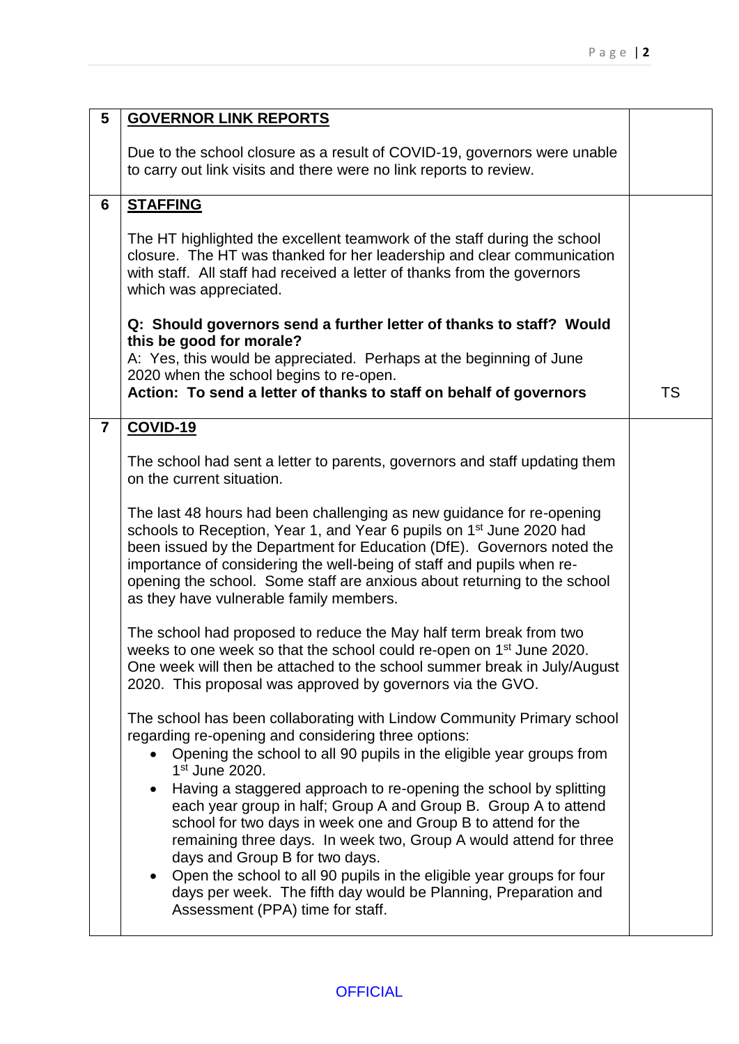| | | |
|---|---|---|
| **5** | **GOVERNOR LINK REPORTS**<br><br>Due to the school closure as a result of COVID-19, governors were unable to carry out link visits and there were no link reports to review. | |
| **6** | **STAFFING**<br><br>The HT highlighted the excellent teamwork of the staff during the school closure. The HT was thanked for her leadership and clear communication with staff. All staff had received a letter of thanks from the governors which was appreciated.<br><br>**Q: Should governors send a further letter of thanks to staff? Would this be good for morale?**<br>A: Yes, this would be appreciated. Perhaps at the beginning of June 2020 when the school begins to re-open.<br>**Action: To send a letter of thanks to staff on behalf of governors** | TS |
| **7** | **COVID-19**<br><br>The school had sent a letter to parents, governors and staff updating them on the current situation.<br><br>The last 48 hours had been challenging as new guidance for re-opening schools to Reception, Year 1, and Year 6 pupils on 1st June 2020 had been issued by the Department for Education (DfE). Governors noted the importance of considering the well-being of staff and pupils when re-opening the school. Some staff are anxious about returning to the school as they have vulnerable family members.<br><br>The school had proposed to reduce the May half term break from two weeks to one week so that the school could re-open on 1st June 2020. One week will then be attached to the school summer break in July/August 2020. This proposal was approved by governors via the GVO.<br><br>The school has been collaborating with Lindow Community Primary school regarding re-opening and considering three options:<br>• Opening the school to all 90 pupils in the eligible year groups from 1st June 2020.<br>• Having a staggered approach to re-opening the school by splitting each year group in half; Group A and Group B. Group A to attend school for two days in week one and Group B to attend for the remaining three days. In week two, Group A would attend for three days and Group B for two days.<br>• Open the school to all 90 pupils in the eligible year groups for four days per week. The fifth day would be Planning, Preparation and Assessment (PPA) time for staff. | |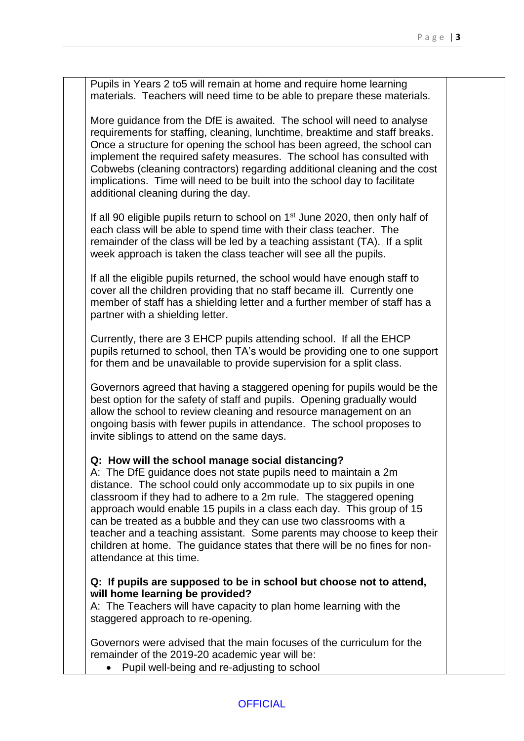Pupils in Years 2 to5 will remain at home and require home learning materials. Teachers will need time to be able to prepare these materials.

More guidance from the DfE is awaited. The school will need to analyse requirements for staffing, cleaning, lunchtime, breaktime and staff breaks. Once a structure for opening the school has been agreed, the school can implement the required safety measures. The school has consulted with Cobwebs (cleaning contractors) regarding additional cleaning and the cost implications. Time will need to be built into the school day to facilitate additional cleaning during the day.

If all 90 eligible pupils return to school on 1st June 2020, then only half of each class will be able to spend time with their class teacher. The remainder of the class will be led by a teaching assistant (TA). If a split week approach is taken the class teacher will see all the pupils.

If all the eligible pupils returned, the school would have enough staff to cover all the children providing that no staff became ill. Currently one member of staff has a shielding letter and a further member of staff has a partner with a shielding letter.

Currently, there are 3 EHCP pupils attending school. If all the EHCP pupils returned to school, then TA's would be providing one to one support for them and be unavailable to provide supervision for a split class.

Governors agreed that having a staggered opening for pupils would be the best option for the safety of staff and pupils. Opening gradually would allow the school to review cleaning and resource management on an ongoing basis with fewer pupils in attendance. The school proposes to invite siblings to attend on the same days.

**Q: How will the school manage social distancing?**
A: The DfE guidance does not state pupils need to maintain a 2m distance. The school could only accommodate up to six pupils in one classroom if they had to adhere to a 2m rule. The staggered opening approach would enable 15 pupils in a class each day. This group of 15 can be treated as a bubble and they can use two classrooms with a teacher and a teaching assistant. Some parents may choose to keep their children at home. The guidance states that there will be no fines for non-attendance at this time.

**Q: If pupils are supposed to be in school but choose not to attend, will home learning be provided?**
A: The Teachers will have capacity to plan home learning with the staggered approach to re-opening.

Governors were advised that the main focuses of the curriculum for the remainder of the 2019-20 academic year will be:

- Pupil well-being and re-adjusting to school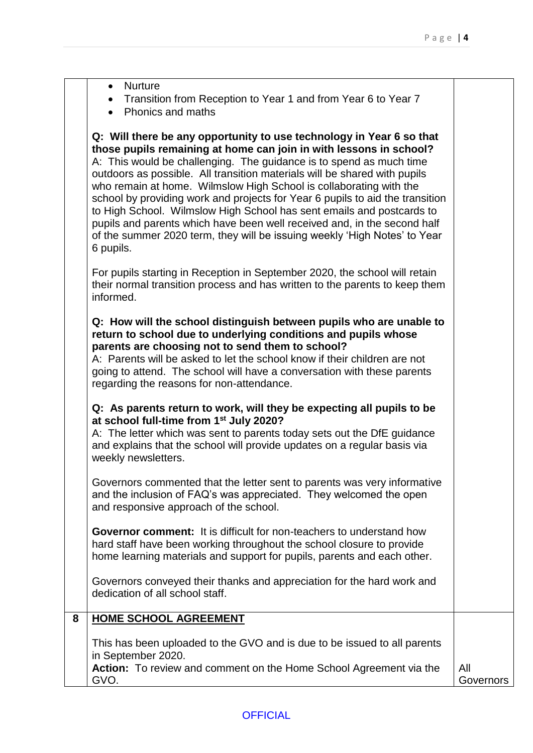| | | |
|---|---|---|
| | • Nurture<br>• Transition from Reception to Year 1 and from Year 6 to Year 7<br>• Phonics and maths<br><br>**Q: Will there be any opportunity to use technology in Year 6 so that those pupils remaining at home can join in with lessons in school?**<br>A: This would be challenging. The guidance is to spend as much time outdoors as possible. All transition materials will be shared with pupils who remain at home. Wilmslow High School is collaborating with the school by providing work and projects for Year 6 pupils to aid the transition to High School. Wilmslow High School has sent emails and postcards to pupils and parents which have been well received and, in the second half of the summer 2020 term, they will be issuing weekly 'High Notes' to Year 6 pupils.<br><br>For pupils starting in Reception in September 2020, the school will retain their normal transition process and has written to the parents to keep them informed.<br><br>**Q: How will the school distinguish between pupils who are unable to return to school due to underlying conditions and pupils whose parents are choosing not to send them to school?**<br>A: Parents will be asked to let the school know if their children are not going to attend. The school will have a conversation with these parents regarding the reasons for non-attendance.<br><br>**Q: As parents return to work, will they be expecting all pupils to be at school full-time from 1st July 2020?**<br>A: The letter which was sent to parents today sets out the DfE guidance and explains that the school will provide updates on a regular basis via weekly newsletters.<br><br>Governors commented that the letter sent to parents was very informative and the inclusion of FAQ's was appreciated. They welcomed the open and responsive approach of the school.<br><br>**Governor comment:** It is difficult for non-teachers to understand how hard staff have been working throughout the school closure to provide home learning materials and support for pupils, parents and each other.<br><br>Governors conveyed their thanks and appreciation for the hard work and dedication of all school staff. | |
| **8** | **HOME SCHOOL AGREEMENT**<br><br>This has been uploaded to the GVO and is due to be issued to all parents in September 2020.<br>**Action:** To review and comment on the Home School Agreement via the GVO. | All Governors |

OFFICIAL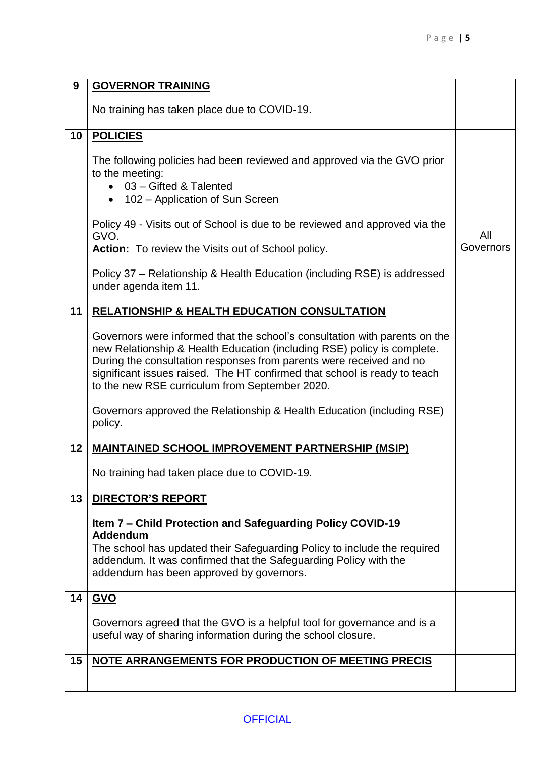| | | |
|---|---|---|
| **9** | **GOVERNOR TRAINING**<br><br>No training has taken place due to COVID-19. | |
| **10** | **POLICIES**<br><br>The following policies had been reviewed and approved via the GVO prior to the meeting:<br>• 03 – Gifted & Talented<br>• 102 – Application of Sun Screen<br><br>Policy 49 - Visits out of School is due to be reviewed and approved via the GVO.<br>**Action:** To review the Visits out of School policy.<br><br>Policy 37 – Relationship & Health Education (including RSE) is addressed under agenda item 11. | All Governors |
| **11** | **RELATIONSHIP & HEALTH EDUCATION CONSULTATION**<br><br>Governors were informed that the school's consultation with parents on the new Relationship & Health Education (including RSE) policy is complete. During the consultation responses from parents were received and no significant issues raised. The HT confirmed that school is ready to teach to the new RSE curriculum from September 2020.<br><br>Governors approved the Relationship & Health Education (including RSE) policy. | |
| **12** | **MAINTAINED SCHOOL IMPROVEMENT PARTNERSHIP (MSIP)**<br><br>No training had taken place due to COVID-19. | |
| **13** | **DIRECTOR'S REPORT**<br><br>**Item 7 – Child Protection and Safeguarding Policy COVID-19 Addendum**<br>The school has updated their Safeguarding Policy to include the required addendum. It was confirmed that the Safeguarding Policy with the addendum has been approved by governors. | |
| **14** | **GVO**<br><br>Governors agreed that the GVO is a helpful tool for governance and is a useful way of sharing information during the school closure. | |
| **15** | **NOTE ARRANGEMENTS FOR PRODUCTION OF MEETING PRECIS** | |

OFFICIAL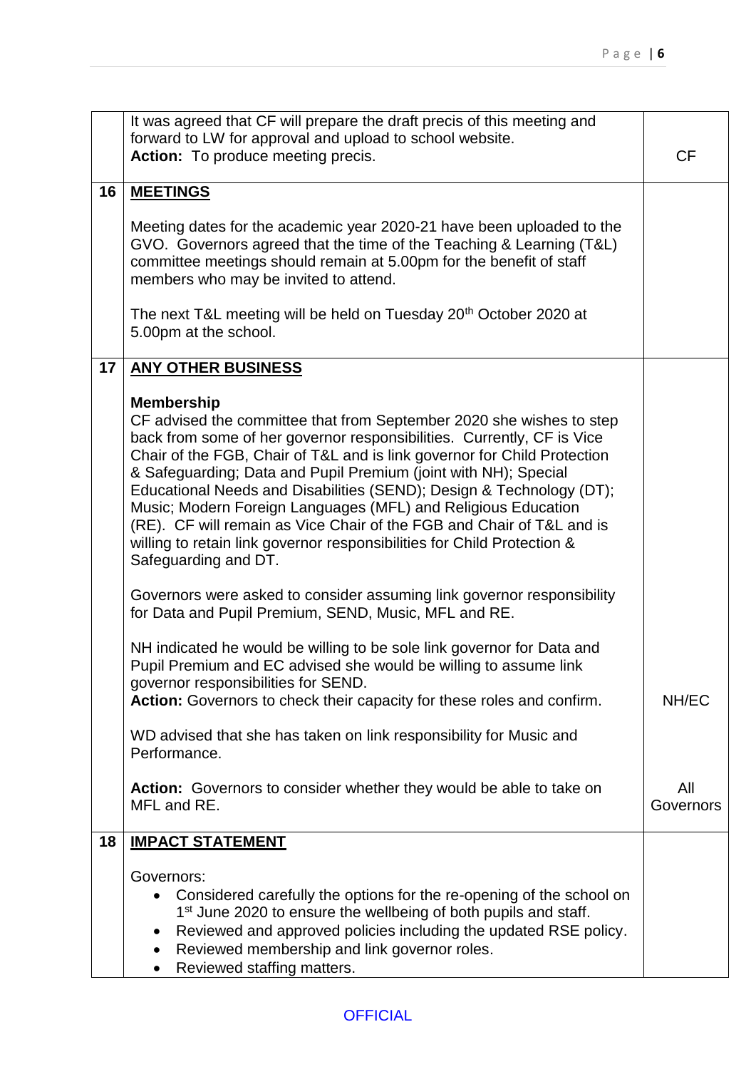| | | |
|---|---|---|
| | It was agreed that CF will prepare the draft precis of this meeting and forward to LW for approval and upload to school website.<br>**Action:** To produce meeting precis. | CF |
| **16** | **<u>MEETINGS</u>**<br><br>Meeting dates for the academic year 2020-21 have been uploaded to the GVO. Governors agreed that the time of the Teaching & Learning (T&L) committee meetings should remain at 5.00pm for the benefit of staff members who may be invited to attend.<br><br>The next T&L meeting will be held on Tuesday 20th October 2020 at 5.00pm at the school. | |
| **17** | **<u>ANY OTHER BUSINESS</u>**<br><br>**Membership**<br>CF advised the committee that from September 2020 she wishes to step back from some of her governor responsibilities. Currently, CF is Vice Chair of the FGB, Chair of T&L and is link governor for Child Protection & Safeguarding; Data and Pupil Premium (joint with NH); Special Educational Needs and Disabilities (SEND); Design & Technology (DT); Music; Modern Foreign Languages (MFL) and Religious Education (RE). CF will remain as Vice Chair of the FGB and Chair of T&L and is willing to retain link governor responsibilities for Child Protection & Safeguarding and DT.<br><br>Governors were asked to consider assuming link governor responsibility for Data and Pupil Premium, SEND, Music, MFL and RE.<br><br>NH indicated he would be willing to be sole link governor for Data and Pupil Premium and EC advised she would be willing to assume link governor responsibilities for SEND.<br>**Action:** Governors to check their capacity for these roles and confirm.<br><br>WD advised that she has taken on link responsibility for Music and Performance.<br><br>**Action:** Governors to consider whether they would be able to take on MFL and RE. | NH/EC<br><br><br><br>All Governors |
| **18** | **<u>IMPACT STATEMENT</u>**<br><br>Governors:<br>• Considered carefully the options for the re-opening of the school on 1st June 2020 to ensure the wellbeing of both pupils and staff.<br>• Reviewed and approved policies including the updated RSE policy.<br>• Reviewed membership and link governor roles.<br>• Reviewed staffing matters. | |

OFFICIAL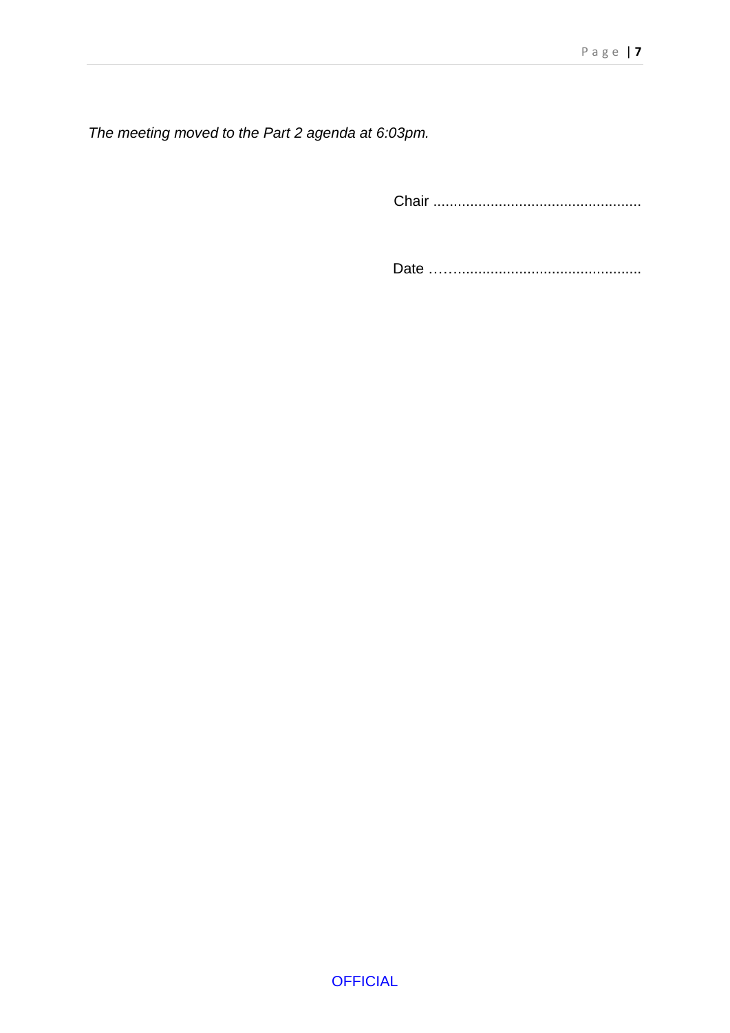*The meeting moved to the Part 2 agenda at 6:03pm.*

Chair ...................................................

Date …...............................................

OFFICIAL